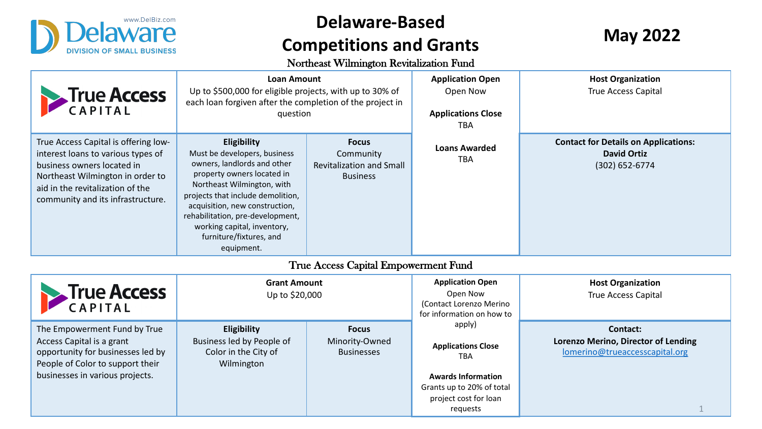# Delaware-Based Competitions and Grants

## May 2022

### Northeast Wilmington Revitalization Fund

| True Access Capital | Loan Amount | | Application Open | Host Organization |
|---|---|---|---|---|
| | Up to $500,000 for eligible projects, with up to 30% of each loan forgiven after the completion of the project in question | | Open Now<br><br>**Applications Close**<br>TBA<br><br>**Loans Awarded**<br>TBA | True Access Capital |
| True Access Capital is offering low-interest loans to various types of business owners located in Northeast Wilmington in order to aid in the revitalization of the community and its infrastructure. | **Eligibility**<br>Must be developers, business owners, landlords and other property owners located in Northeast Wilmington, with projects that include demolition, acquisition, new construction, rehabilitation, pre-development, working capital, inventory, furniture/fixtures, and equipment. | **Focus**<br>Community Revitalization and Small Business | | **Contact for Details on Applications:**<br>**David Ortiz**<br>(302) 652-6774 |

### True Access Capital Empowerment Fund

| True Access Capital | Grant Amount | | Application Open | Host Organization |
|---|---|---|---|---|
| | Up to $20,000 | | Open Now<br>(Contact Lorenzo Merino for information on how to apply)<br><br>**Applications Close**<br>TBA<br><br>**Awards Information**<br>Grants up to 20% of total project cost for loan requests | True Access Capital |
| The Empowerment Fund by True Access Capital is a grant opportunity for businesses led by People of Color to support their businesses in various projects. | **Eligibility**<br>Business led by People of Color in the City of Wilmington | **Focus**<br>Minority-Owned Businesses | | **Contact:**<br>**Lorenzo Merino, Director of Lending**<br>lomerino@trueaccesscapital.org |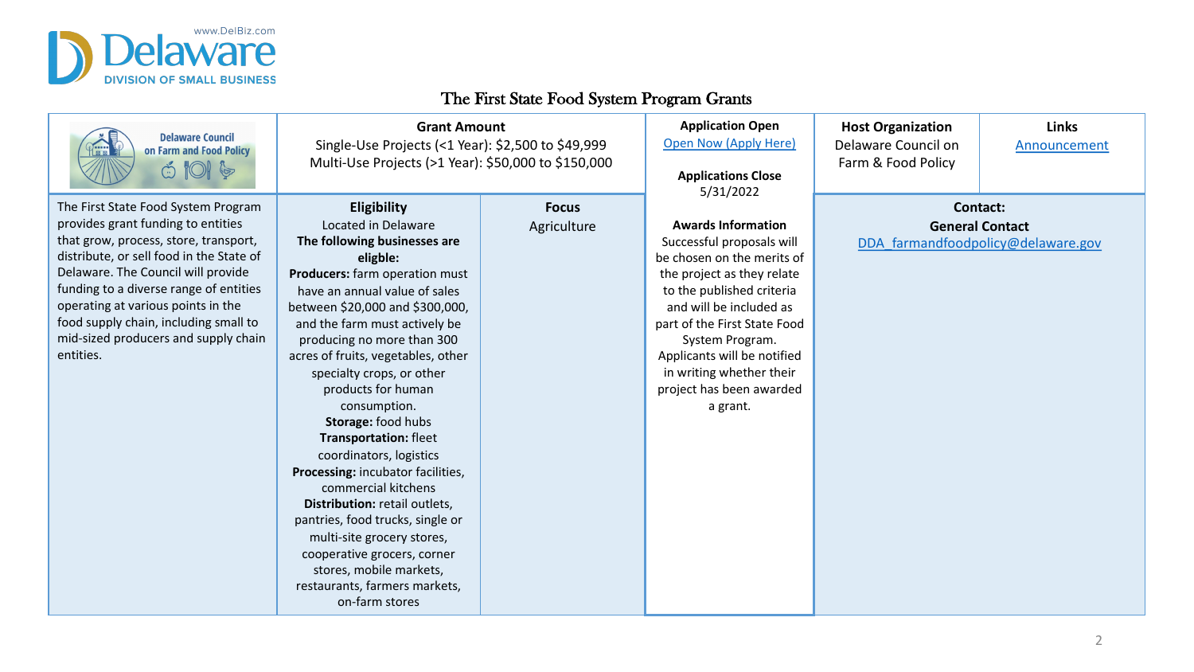Delaware Division of Small Business — www.DelBiz.com

## The First State Food System Program Grants

| Delaware Council on Farm and Food Policy | Grant Amount | | Application Open | Host Organization | Links |
|---|---|---|---|---|---|
| | Single-Use Projects (<1 Year): $2,500 to $49,999<br>Multi-Use Projects (>1 Year): $50,000 to $150,000 | | Open Now (Apply Here)<br><br>**Applications Close**<br>5/31/2022 | Delaware Council on Farm & Food Policy | Announcement |
| The First State Food System Program provides grant funding to entities that grow, process, store, transport, distribute, or sell food in the State of Delaware. The Council will provide funding to a diverse range of entities operating at various points in the food supply chain, including small to mid-sized producers and supply chain entities. | **Eligibility**<br>Located in Delaware<br>**The following businesses are eligble:**<br>**Producers:** farm operation must have an annual value of sales between $20,000 and $300,000, and the farm must actively be producing no more than 300 acres of fruits, vegetables, other specialty crops, or other products for human consumption.<br>**Storage:** food hubs<br>**Transportation:** fleet coordinators, logistics<br>**Processing:** incubator facilities, commercial kitchens<br>**Distribution:** retail outlets, pantries, food trucks, single or multi-site grocery stores, cooperative grocers, corner stores, mobile markets, restaurants, farmers markets, on-farm stores | **Focus**<br>Agriculture | **Awards Information**<br>Successful proposals will be chosen on the merits of the project as they relate to the published criteria and will be included as part of the First State Food System Program. Applicants will be notified in writing whether their project has been awarded a grant. | **Contact:**<br>**General Contact**<br>DDA_farmandfoodpolicy@delaware.gov | |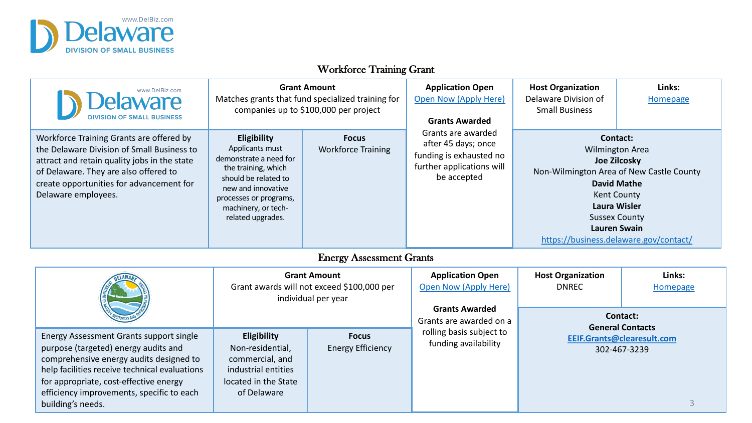## Workforce Training Grant

| | Grant Amount | | Application Open | Host Organization | Links: |
|---|---|---|---|---|---|
| | Matches grants that fund specialized training for companies up to $100,000 per project | | Open Now (Apply Here) | Delaware Division of Small Business | Homepage |
| Workforce Training Grants are offered by the Delaware Division of Small Business to attract and retain quality jobs in the state of Delaware. They are also offered to create opportunities for advancement for Delaware employees. | **Eligibility** Applicants must demonstrate a need for the training, which should be related to new and innovative processes or programs, machinery, or tech-related upgrades. | **Focus** Workforce Training | **Grants Awarded** Grants are awarded after 45 days; once funding is exhausted no further applications will be accepted | **Contact:** Wilmington Area **Joe Zilcosky** Non-Wilmington Area of New Castle County **David Mathe** Kent County **Laura Wisler** Sussex County **Lauren Swain** https://business.delaware.gov/contact/ | |

## Energy Assessment Grants

| | Grant Amount | | Application Open | Host Organization | Links: |
|---|---|---|---|---|---|
| | Grant awards will not exceed $100,000 per individual per year | | Open Now (Apply Here) | DNREC | Homepage |
| Energy Assessment Grants support single purpose (targeted) energy audits and comprehensive energy audits designed to help facilities receive technical evaluations for appropriate, cost-effective energy efficiency improvements, specific to each building's needs. | **Eligibility** Non-residential, commercial, and industrial entities located in the State of Delaware | **Focus** Energy Efficiency | **Grants Awarded** Grants are awarded on a rolling basis subject to funding availability | **Contact:** **General Contacts** **EEIF.Grants@clearesult.com** 302-467-3239 | |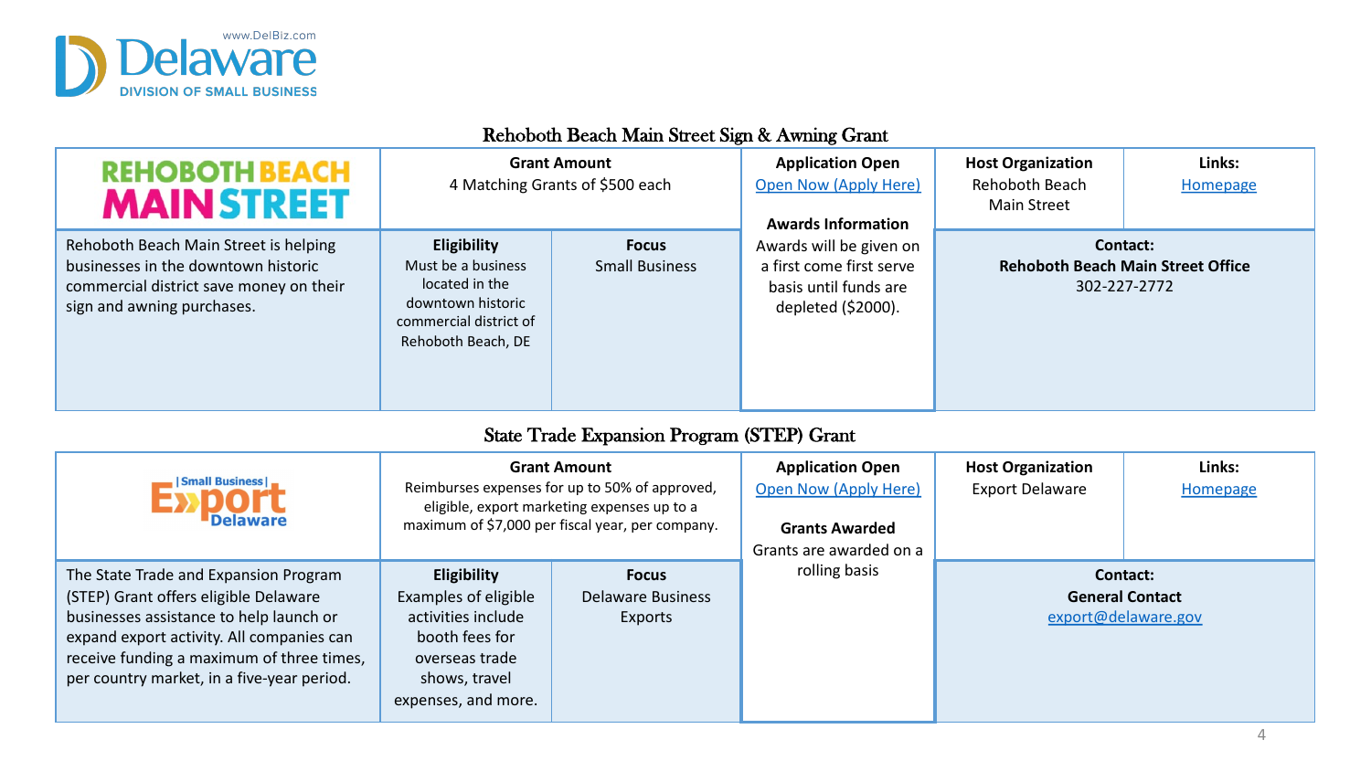# Rehoboth Beach Main Street Sign & Awning Grant

| REHOBOTH BEACH MAIN STREET | Grant Amount | | Application Open | Host Organization | Links: |
|---|---|---|---|---|---|
| | 4 Matching Grants of $500 each | | Open Now (Apply Here) | Rehoboth Beach Main Street | Homepage |
| Rehoboth Beach Main Street is helping businesses in the downtown historic commercial district save money on their sign and awning purchases. | **Eligibility** Must be a business located in the downtown historic commercial district of Rehoboth Beach, DE | **Focus** Small Business | **Awards Information** Awards will be given on a first come first serve basis until funds are depleted ($2000). | **Contact:** **Rehoboth Beach Main Street Office** 302-227-2772 | |

# State Trade Expansion Program (STEP) Grant

| Small Business Export Delaware | Grant Amount | | Application Open | Host Organization | Links: |
|---|---|---|---|---|---|
| | Reimburses expenses for up to 50% of approved, eligible, export marketing expenses up to a maximum of $7,000 per fiscal year, per company. | | Open Now (Apply Here) | Export Delaware | Homepage |
| The State Trade and Expansion Program (STEP) Grant offers eligible Delaware businesses assistance to help launch or expand export activity. All companies can receive funding a maximum of three times, per country market, in a five-year period. | **Eligibility** Examples of eligible activities include booth fees for overseas trade shows, travel expenses, and more. | **Focus** Delaware Business Exports | **Grants Awarded** Grants are awarded on a rolling basis | **Contact:** **General Contact** export@delaware.gov | |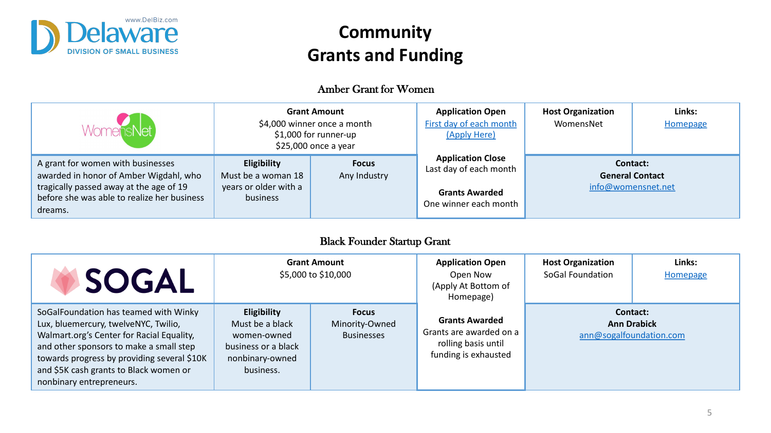# Community Grants and Funding

## Amber Grant for Women

| WomensNet | Grant Amount | | Application Open | Host Organization | Links: |
|---|---|---|---|---|---|
| | $4,000 winner once a month<br>$1,000 for runner-up<br>$25,000 once a year | | First day of each month (Apply Here) | WomensNet | Homepage |
| A grant for women with businesses awarded in honor of Amber Wigdahl, who tragically passed away at the age of 19 before she was able to realize her business dreams. | **Eligibility**<br>Must be a woman 18 years or older with a business | **Focus**<br>Any Industry | **Application Close**<br>Last day of each month<br><br>**Grants Awarded**<br>One winner each month | **Contact:**<br>**General Contact**<br>info@womensnet.net | |

## Black Founder Startup Grant

| SOGAL | Grant Amount | | Application Open | Host Organization | Links: |
|---|---|---|---|---|---|
| | $5,000 to $10,000 | | Open Now<br>(Apply At Bottom of Homepage) | SoGal Foundation | Homepage |
| SoGalFoundation has teamed with Winky Lux, bluemercury, twelveNYC, Twilio, Walmart.org's Center for Racial Equality, and other sponsors to make a small step towards progress by providing several $10K and $5K cash grants to Black women or nonbinary entrepreneurs. | **Eligibility**<br>Must be a black women-owned business or a black nonbinary-owned business. | **Focus**<br>Minority-Owned Businesses | **Grants Awarded**<br>Grants are awarded on a rolling basis until funding is exhausted | **Contact:**<br>**Ann Drabick**<br>ann@sogalfoundation.com | |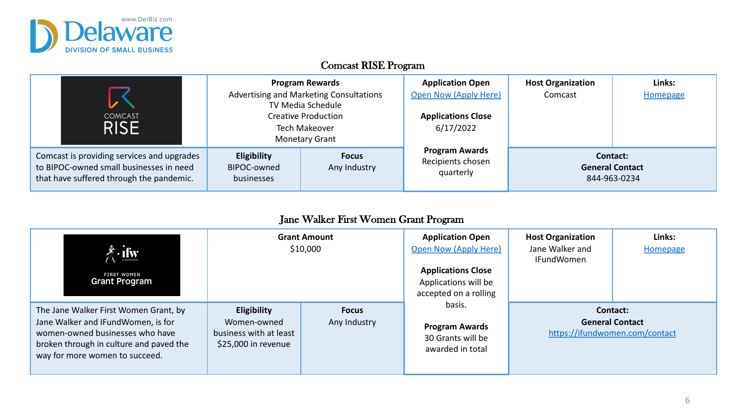## Comcast RISE Program

| | | | | | |
|---|---|---|---|---|---|
| COMCAST RISE | **Program Rewards**<br>Advertising and Marketing Consultations<br>TV Media Schedule<br>Creative Production<br>Tech Makeover<br>Monetary Grant | | **Application Open**<br>Open Now (Apply Here)<br><br>**Applications Close**<br>6/17/2022<br><br>**Program Awards**<br>Recipients chosen quarterly | **Host Organization**<br>Comcast | **Links:**<br>Homepage |
| Comcast is providing services and upgrades to BIPOC-owned small businesses in need that have suffered through the pandemic. | **Eligibility**<br>BIPOC-owned businesses | **Focus**<br>Any Industry | | **Contact:**<br>**General Contact**<br>844-963-0234 | |

## Jane Walker First Women Grant Program

| | | | | | |
|---|---|---|---|---|---|
| ifw FIRST WOMEN Grant Program | **Grant Amount**<br>$10,000 | | **Application Open**<br>Open Now (Apply Here)<br><br>**Applications Close**<br>Applications will be accepted on a rolling basis.<br><br>**Program Awards**<br>30 Grants will be awarded in total | **Host Organization**<br>Jane Walker and IFundWomen | **Links:**<br>Homepage |
| The Jane Walker First Women Grant, by Jane Walker and IFundWomen, is for women-owned businesses who have broken through in culture and paved the way for more women to succeed. | **Eligibility**<br>Women-owned business with at least $25,000 in revenue | **Focus**<br>Any Industry | | **Contact:**<br>**General Contact**<br>https://ifundwomen.com/contact | |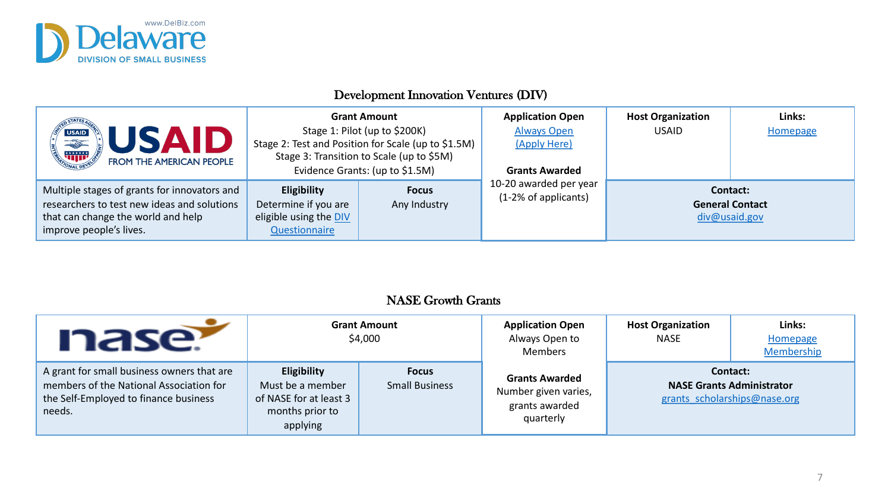## Development Innovation Ventures (DIV)

| USAID FROM THE AMERICAN PEOPLE | Grant Amount | | Application Open | Host Organization | Links: |
|---|---|---|---|---|---|
| | Stage 1: Pilot (up to $200K)<br>Stage 2: Test and Position for Scale (up to $1.5M)<br>Stage 3: Transition to Scale (up to $5M)<br>Evidence Grants: (up to $1.5M) | | Always Open<br>(Apply Here) | USAID | Homepage |
| Multiple stages of grants for innovators and researchers to test new ideas and solutions that can change the world and help improve people's lives. | **Eligibility**<br>Determine if you are eligible using the DIV Questionnaire | **Focus**<br>Any Industry | **Grants Awarded**<br>10-20 awarded per year (1-2% of applicants) | **Contact:**<br>**General Contact**<br>div@usaid.gov | |

## NASE Growth Grants

| nase | Grant Amount | | Application Open | Host Organization | Links: |
|---|---|---|---|---|---|
| | $4,000 | | Always Open to Members | NASE | Homepage<br>Membership |
| A grant for small business owners that are members of the National Association for the Self-Employed to finance business needs. | **Eligibility**<br>Must be a member of NASE for at least 3 months prior to applying | **Focus**<br>Small Business | **Grants Awarded**<br>Number given varies, grants awarded quarterly | **Contact:**<br>**NASE Grants Administrator**<br>grants_scholarships@nase.org | |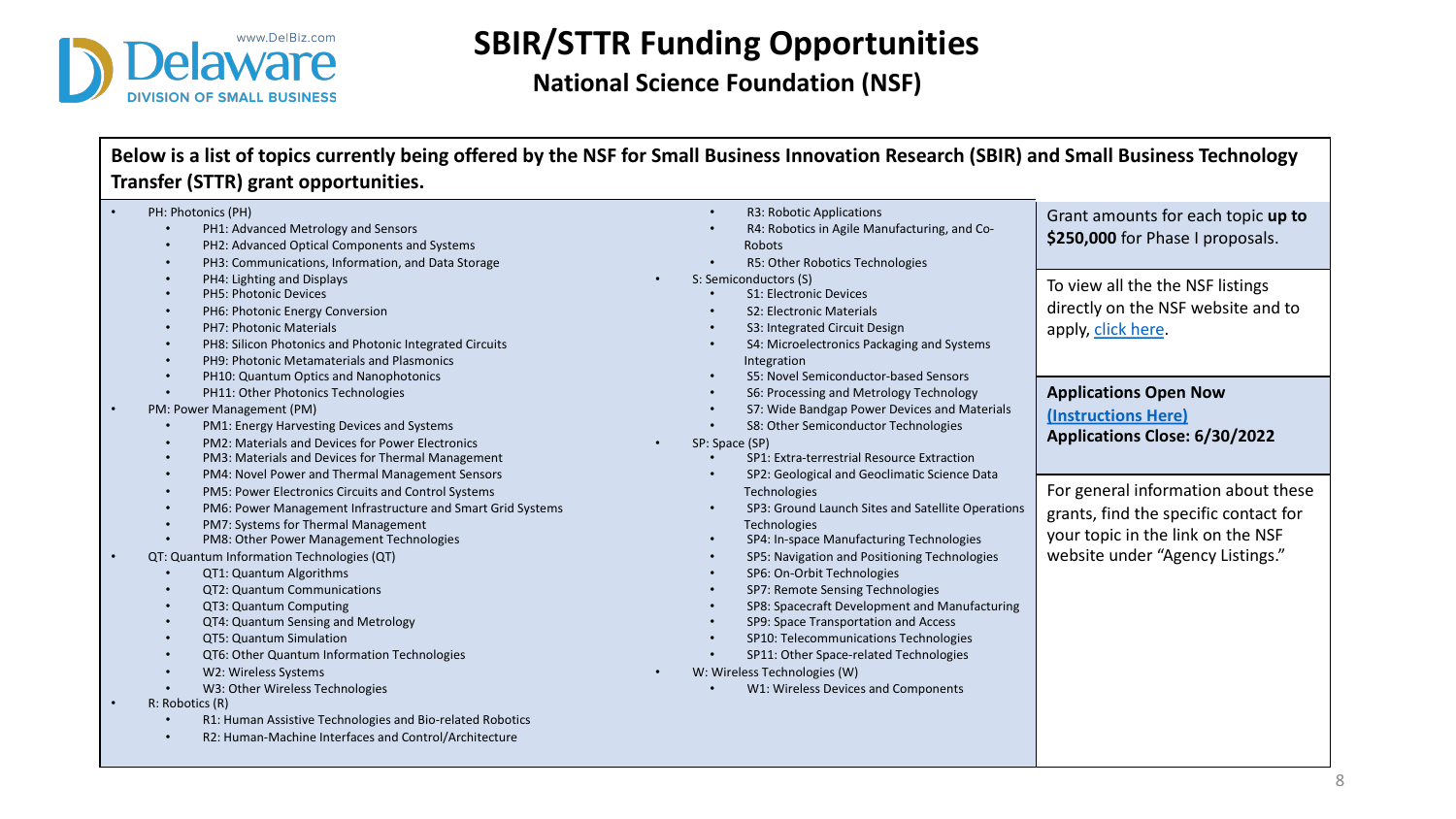# SBIR/STTR Funding Opportunities

## National Science Foundation (NSF)

**Below is a list of topics currently being offered by the NSF for Small Business Innovation Research (SBIR) and Small Business Technology Transfer (STTR) grant opportunities.**

- PH: Photonics (PH)
  - PH1: Advanced Metrology and Sensors
  - PH2: Advanced Optical Components and Systems
  - PH3: Communications, Information, and Data Storage
  - PH4: Lighting and Displays
  - PH5: Photonic Devices
  - PH6: Photonic Energy Conversion
  - PH7: Photonic Materials
  - PH8: Silicon Photonics and Photonic Integrated Circuits
  - PH9: Photonic Metamaterials and Plasmonics
  - PH10: Quantum Optics and Nanophotonics
  - PH11: Other Photonics Technologies
- PM: Power Management (PM)
  - PM1: Energy Harvesting Devices and Systems
  - PM2: Materials and Devices for Power Electronics
  - PM3: Materials and Devices for Thermal Management
  - PM4: Novel Power and Thermal Management Sensors
  - PM5: Power Electronics Circuits and Control Systems
  - PM6: Power Management Infrastructure and Smart Grid Systems
  - PM7: Systems for Thermal Management
  - PM8: Other Power Management Technologies
- QT: Quantum Information Technologies (QT)
  - QT1: Quantum Algorithms
  - QT2: Quantum Communications
  - QT3: Quantum Computing
  - QT4: Quantum Sensing and Metrology
  - QT5: Quantum Simulation
  - QT6: Other Quantum Information Technologies
  - W2: Wireless Systems
  - W3: Other Wireless Technologies
- R: Robotics (R)
  - R1: Human Assistive Technologies and Bio-related Robotics
  - R2: Human-Machine Interfaces and Control/Architecture
  - R3: Robotic Applications
  - R4: Robotics in Agile Manufacturing, and Co-Robots
  - R5: Other Robotics Technologies
- S: Semiconductors (S)
  - S1: Electronic Devices
  - S2: Electronic Materials
  - S3: Integrated Circuit Design
  - S4: Microelectronics Packaging and Systems Integration
  - S5: Novel Semiconductor-based Sensors
  - S6: Processing and Metrology Technology
  - S7: Wide Bandgap Power Devices and Materials
  - S8: Other Semiconductor Technologies
- SP: Space (SP)
  - SP1: Extra-terrestrial Resource Extraction
  - SP2: Geological and Geoclimatic Science Data Technologies
  - SP3: Ground Launch Sites and Satellite Operations Technologies
  - SP4: In-space Manufacturing Technologies
  - SP5: Navigation and Positioning Technologies
  - SP6: On-Orbit Technologies
  - SP7: Remote Sensing Technologies
  - SP8: Spacecraft Development and Manufacturing
  - SP9: Space Transportation and Access
  - SP10: Telecommunications Technologies
  - SP11: Other Space-related Technologies
- W: Wireless Technologies (W)
  - W1: Wireless Devices and Components

Grant amounts for each topic **up to $250,000** for Phase I proposals.

To view all the the NSF listings directly on the NSF website and to apply, [click here](#).

**Applications Open Now**
**[(Instructions Here)](#)**
**Applications Close: 6/30/2022**

For general information about these grants, find the specific contact for your topic in the link on the NSF website under "Agency Listings."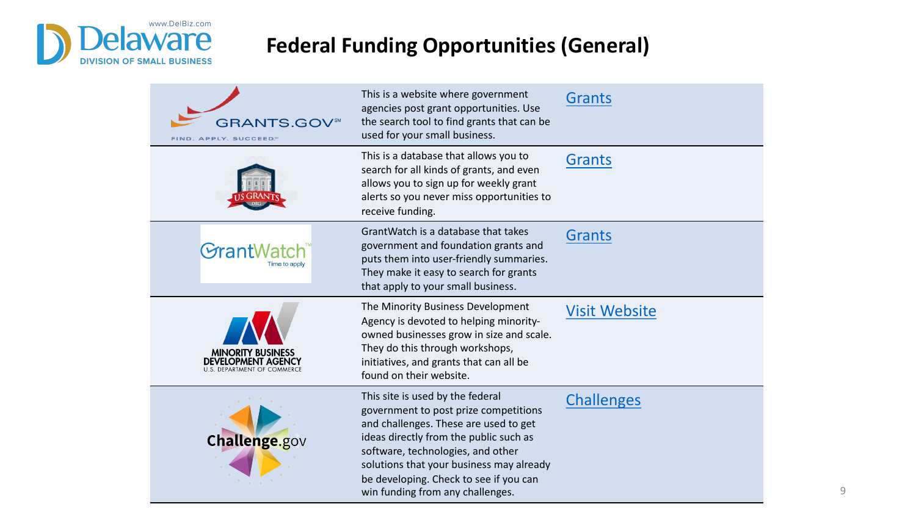# Federal Funding Opportunities (General)

| | | |
|---|---|---|
| GRANTS.GOV FIND. APPLY. SUCCEED. | This is a website where government agencies post grant opportunities. Use the search tool to find grants that can be used for your small business. | Grants |
| US GRANTS .ORG | This is a database that allows you to search for all kinds of grants, and even allows you to sign up for weekly grant alerts so you never miss opportunities to receive funding. | Grants |
| GrantWatch Time to apply | GrantWatch is a database that takes government and foundation grants and puts them into user-friendly summaries. They make it easy to search for grants that apply to your small business. | Grants |
| MINORITY BUSINESS DEVELOPMENT AGENCY U.S. DEPARTMENT OF COMMERCE | The Minority Business Development Agency is devoted to helping minority-owned businesses grow in size and scale. They do this through workshops, initiatives, and grants that can all be found on their website. | Visit Website |
| Challenge.gov | This site is used by the federal government to post prize competitions and challenges. These are used to get ideas directly from the public such as software, technologies, and other solutions that your business may already be developing. Check to see if you can win funding from any challenges. | Challenges |